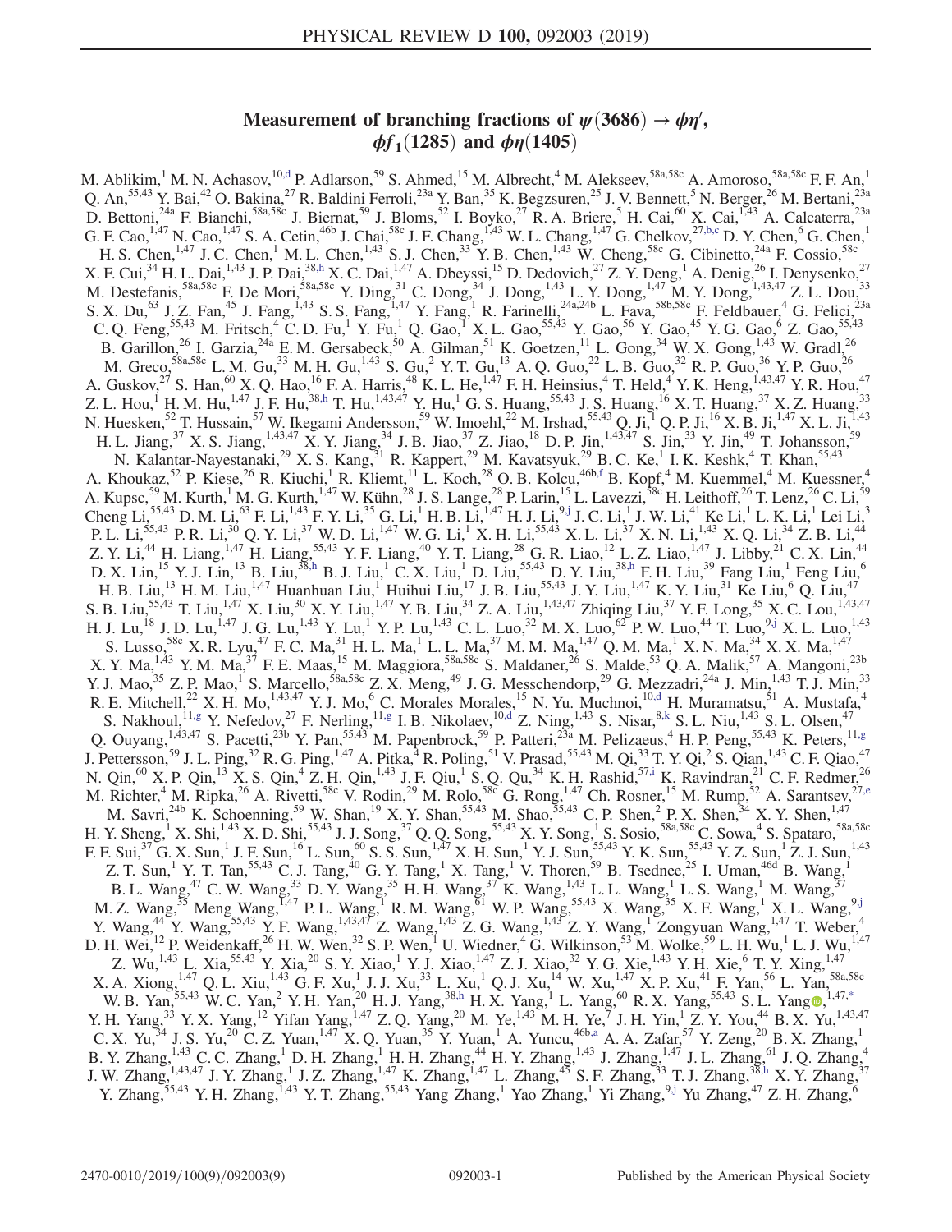# Measurement of branching fractions of $\psi(3686) \to \phi\eta'$, $\phi f_1(1285)$ and $\phi\eta(1405)$

M. Ablikim,[1] M. N. Achasov,[10,d] P. Adlarson,[59] S. Ahmed,[15] M. Albrecht,[4] M. Alekseev,[58a,58c] A. Amoroso,[58a,58c] F. F. An,[1] Q. An,[55,43] Y. Bai,[42] O. Bakina,[27] R. Baldini Ferroli,[23a] Y. Ban,[35] K. Begzsuren,[25] J. V. Bennett,[5] N. Berger,[26] M. Bertani,[23a] D. Bettoni,[24a] F. Bianchi,[58a,58c] J. Biernat,[59] J. Bloms,[52] I. Boyko,[27] R. A. Briere,[5] H. Cai,[60] X. Cai,[1,43] A. Calcaterra,[23a] G. F. Cao,[1,47] N. Cao,[1,47] S. A. Cetin,[46b] J. Chai,[58c] J. F. Chang,[1,43] W. L. Chang,[1,47] G. Chelkov,[27,b,c] D. Y. Chen,[6] G. Chen,[1] H. S. Chen,[1,47] J. C. Chen,[1] M. L. Chen,[1,43] S. J. Chen,[33] Y. B. Chen,[1,43] W. Cheng,[58c] G. Cibinetto,[24a] F. Cossio,[58c] X. F. Cui,[34] H. L. Dai,[1,43] J. P. Dai,[38,h] X. C. Dai,[1,47] A. Dbeyssi,[15] D. Dedovich,[27] Z. Y. Deng,[1] A. Denig,[26] I. Denysenko,[27] M. Destefanis,[58a,58c] F. De Mori,[58a,58c] Y. Ding,[31] C. Dong,[34] J. Dong,[1,43] L. Y. Dong,[1,47] M. Y. Dong,[1,43,47] Z. L. Dou,[33] S. X. Du,[63] J. Z. Fan,[45] J. Fang,[1,43] S. S. Fang,[1,47] Y. Fang,[1] R. Farinelli,[24a,24b] L. Fava,[58b,58c] F. Feldbauer,[4] G. Felici,[23a] C. Q. Feng,[55,43] M. Fritsch,[4] C. D. Fu,[1] Y. Fu,[1] Q. Gao,[1] X. L. Gao,[55,43] Y. Gao,[56] Y. Gao,[45] Y. G. Gao,[6] Z. Gao,[55,43] B. Garillon,[26] I. Garzia,[24a] E. M. Gersabeck,[50] A. Gilman,[51] K. Goetzen,[11] L. Gong,[34] W. X. Gong,[1,43] W. Gradl,[26] M. Greco,[58a,58c] L. M. Gu,[33] M. H. Gu,[1,43] S. Gu,[2] Y. T. Gu,[13] A. Q. Guo,[22] L. B. Guo,[32] R. P. Guo,[36] Y. P. Guo,[26] A. Guskov,[27] S. Han,[60] X. Q. Hao,[16] F. A. Harris,[48] K. L. He,[1,47] F. H. Heinsius,[4] T. Held,[4] Y. K. Heng,[1,43,47] Y. R. Hou,[47] Z. L. Hou,[1] H. M. Hu,[1,47] J. F. Hu,[38,h] T. Hu,[1,43,47] Y. Hu,[1] G. S. Huang,[55,43] J. S. Huang,[16] X. T. Huang,[37] X. Z. Huang,[33] N. Huesken,[52] T. Hussain,[57] W. Ikegami Andersson,[59] W. Imoehl,[22] M. Irshad,[55,43] Q. Ji,[1] Q. P. Ji,[16] X. B. Ji,[1,47] X. L. Ji,[1,43] H. L. Jiang,[37] X. S. Jiang,[1,43,47] X. Y. Jiang,[34] J. B. Jiao,[37] Z. Jiao,[18] D. P. Jin,[1,43,47] S. Jin,[33] Y. Jin,[49] T. Johansson,[59] N. Kalantar-Nayestanaki,[29] X. S. Kang,[31] R. Kappert,[29] M. Kavatsyuk,[29] B. C. Ke,[1] I. K. Keshk,[4] T. Khan,[55,43] A. Khoukaz,[52] P. Kiese,[26] R. Kiuchi,[1] R. Kliemt,[11] L. Koch,[28] O. B. Kolcu,[46b,f] B. Kopf,[4] M. Kuemmel,[4] M. Kuessner,[4] A. Kupsc,[59] M. Kurth,[1] M. G. Kurth,[1,47] W. Kühn,[28] J. S. Lange,[28] P. Larin,[15] L. Lavezzi,[58c] H. Leithoff,[26] T. Lenz,[26] C. Li,[59] Cheng Li,[55,43] D. M. Li,[63] F. Li,[1,43] F. Y. Li,[35] G. Li,[1] H. B. Li,[1,47] H. J. Li,[9,j] J. C. Li,[1] J. W. Li,[41] Ke Li,[1] L. K. Li,[1] Lei Li,[3] P. L. Li,[55,43] P. R. Li,[30] Q. Y. Li,[37] W. D. Li,[1,47] W. G. Li,[1] X. H. Li,[55,43] X. L. Li,[37] X. N. Li,[1,43] X. Q. Li,[34] Z. B. Li,[44] Z. Y. Li,[44] H. Liang,[1,47] H. Liang,[55,43] Y. F. Liang,[40] Y. T. Liang,[28] G. R. Liao,[12] L. Z. Liao,[1,47] J. Libby,[21] C. X. Lin,[44] D. X. Lin,[15] Y. J. Lin,[13] B. Liu,[38,h] B. J. Liu,[1] C. X. Liu,[1] D. Liu,[55,43] D. Y. Liu,[38,h] F. H. Liu,[39] Fang Liu,[1] Feng Liu,[6] H. B. Liu,[13] H. M. Liu,[1,47] Huanhuan Liu,[1] Huihui Liu,[17] J. B. Liu,[55,43] J. Y. Liu,[1,47] K. Y. Liu,[31] Ke Liu,[6] Q. Liu,[47] S. B. Liu,[55,43] T. Liu,[1,47] X. Liu,[30] X. Y. Liu,[1,47] Y. B. Liu,[34] Z. A. Liu,[1,43,47] Zhiqing Liu,[37] Y. F. Long,[35] X. C. Lou,[1,43,47] H. J. Lu,[18] J. D. Lu,[1,47] J. G. Lu,[1,43] Y. Lu,[1] Y. P. Lu,[1,43] C. L. Luo,[32] M. X. Luo,[62] P. W. Luo,[44] T. Luo,[9,j] X. L. Luo,[1,43] S. Lusso,[58c] X. R. Lyu,[47] F. C. Ma,[31] H. L. Ma,[1] L. L. Ma,[37] M. M. Ma,[1,47] Q. M. Ma,[1] X. N. Ma,[34] X. X. Ma,[1,47] X. Y. Ma,[1,43] Y. M. Ma,[37] F. E. Maas,[15] M. Maggiora,[58a,58c] S. Maldaner,[26] S. Malde,[53] Q. A. Malik,[57] A. Mangoni,[23b] Y. J. Mao,[35] Z. P. Mao,[1] S. Marcello,[58a,58c] Z. X. Meng,[49] J. G. Messchendorp,[29] G. Mezzadri,[24a] J. Min,[1,43] T. J. Min,[33] R. E. Mitchell,[22] X. H. Mo,[1,43,47] Y. J. Mo,[6] C. Morales Morales,[15] N. Yu. Muchnoi,[10,d] H. Muramatsu,[51] A. Mustafa,[4] S. Nakhoul,[11,g] Y. Nefedov,[27] F. Nerling,[11,g] I. B. Nikolaev,[10,d] Z. Ning,[1,43] S. Nisar,[8,k] S. L. Niu,[1,43] S. L. Olsen,[47] Q. Ouyang,[1,43,47] S. Pacetti,[23b] Y. Pan,[55,43] M. Papenbrock,[59] P. Patteri,[23a] M. Pelizaeus,[4] H. P. Peng,[55,43] K. Peters,[11,g] J. Pettersson,[59] J. L. Ping,[32] R. G. Ping,[1,47] A. Pitka,[4] R. Poling,[51] V. Prasad,[55,43] M. Qi,[33] T. Y. Qi,[2] S. Qian,[1,43] C. F. Qiao,[47] N. Qin,[60] X. P. Qin,[13] X. S. Qin,[4] Z. H. Qin,[1,43] J. F. Qiu,[1] S. Q. Qu,[34] K. H. Rashid,[57,i] K. Ravindran,[21] C. F. Redmer,[26] M. Richter,[4] M. Ripka,[26] A. Rivetti,[58c] V. Rodin,[29] M. Rolo,[58c] G. Rong,[1,47] Ch. Rosner,[15] M. Rump,[52] A. Sarantsev,[27,e] M. Savri,[24b] K. Schoenning,[59] W. Shan,[19] X. Y. Shan,[55,43] M. Shao,[55,43] C. P. Shen,[2] P. X. Shen,[34] X. Y. Shen,[1,47] H. Y. Sheng,[1] X. Shi,[1,43] X. D. Shi,[55,43] J. J. Song,[37] Q. Q. Song,[55,43] X. Y. Song,[1] S. Sosio,[58a,58c] C. Sowa,[4] S. Spataro,[58a,58c] F. F. Sui,[37] G. X. Sun,[1] J. F. Sun,[16] L. Sun,[60] S. S. Sun,[1,47] X. H. Sun,[1] Y. J. Sun,[55,43] Y. K. Sun,[55,43] Y. Z. Sun,[1] Z. J. Sun,[1,43] Z. T. Sun,[1] Y. T. Tan,[55,43] C. J. Tang,[40] G. Y. Tang,[1] X. Tang,[1] V. Thoren,[59] B. Tsednee,[25] I. Uman,[46d] B. Wang,[1] B. L. Wang,[47] C. W. Wang,[33] D. Y. Wang,[35] H. H. Wang,[37] K. Wang,[1,43] L. L. Wang,[1] L. S. Wang,[1] M. Wang,[37] M. Z. Wang,[35] Meng Wang,[1,47] P. L. Wang,[1] R. M. Wang,[61] W. P. Wang,[55,43] X. Wang,[35] X. F. Wang,[1] X. L. Wang,[9,j] Y. Wang,[44] Y. Wang,[55,43] Y. F. Wang,[1,43,47] Z. Wang,[1,43] Z. G. Wang,[1,43] Z. Y. Wang,[1] Zongyuan Wang,[1,47] T. Weber,[4] D. H. Wei,[12] P. Weidenkaff,[26] H. W. Wen,[32] S. P. Wen,[1] U. Wiedner,[4] G. Wilkinson,[53] M. Wolke,[59] L. H. Wu,[1] L. J. Wu,[1,47] Z. Wu,[1,43] L. Xia,[55,43] Y. Xia,[20] S. Y. Xiao,[1] Y. J. Xiao,[1,47] Z. J. Xiao,[32] Y. G. Xie,[1,43] Y. H. Xie,[6] T. Y. Xing,[1,47] X. A. Xiong,[1,47] Q. L. Xiu,[1,43] G. F. Xu,[1] J. J. Xu,[33] L. Xu,[1] Q. J. Xu,[14] W. Xu,[1,47] X. P. Xu,[41] F. Yan,[56] L. Yan,[58a,58c] W. B. Yan,[55,43] W. C. Yan,[2] Y. H. Yan,[20] H. J. Yang,[38,h] H. X. Yang,[1] L. Yang,[60] R. X. Yang,[55,43] S. L. Yang,[1,47,*] Y. H. Yang,[33] Y. X. Yang,[12] Yifan Yang,[1,47] Z. Q. Yang,[20] M. Ye,[1,43] M. H. Ye,[7] J. H. Yin,[1] Z. Y. You,[44] B. X. Yu,[1,43,47] C. X. Yu,[34] J. S. Yu,[20] C. Z. Yuan,[1,47] X. Q. Yuan,[35] Y. Yuan,[1] A. Yuncu,[46b,a] A. A. Zafar,[57] Y. Zeng,[20] B. X. Zhang,[1] B. Y. Zhang,[1,43] C. C. Zhang,[1] D. H. Zhang,[1] H. H. Zhang,[44] H. Y. Zhang,[1,43] J. Zhang,[1,47] J. L. Zhang,[61] J. Q. Zhang,[4] J. W. Zhang,[1,43,47] J. Y. Zhang,[1] J. Z. Zhang,[1,47] K. Zhang,[1,47] L. Zhang,[45] S. F. Zhang,[33] T. J. Zhang,[38,h] X. Y. Zhang,[37] Y. Zhang,[55,43] Y. H. Zhang,[1,43] Y. T. Zhang,[55,43] Yang Zhang,[1] Yao Zhang,[1] Yi Zhang,[9,j] Yu Zhang,[47] Z. H. Zhang,[6]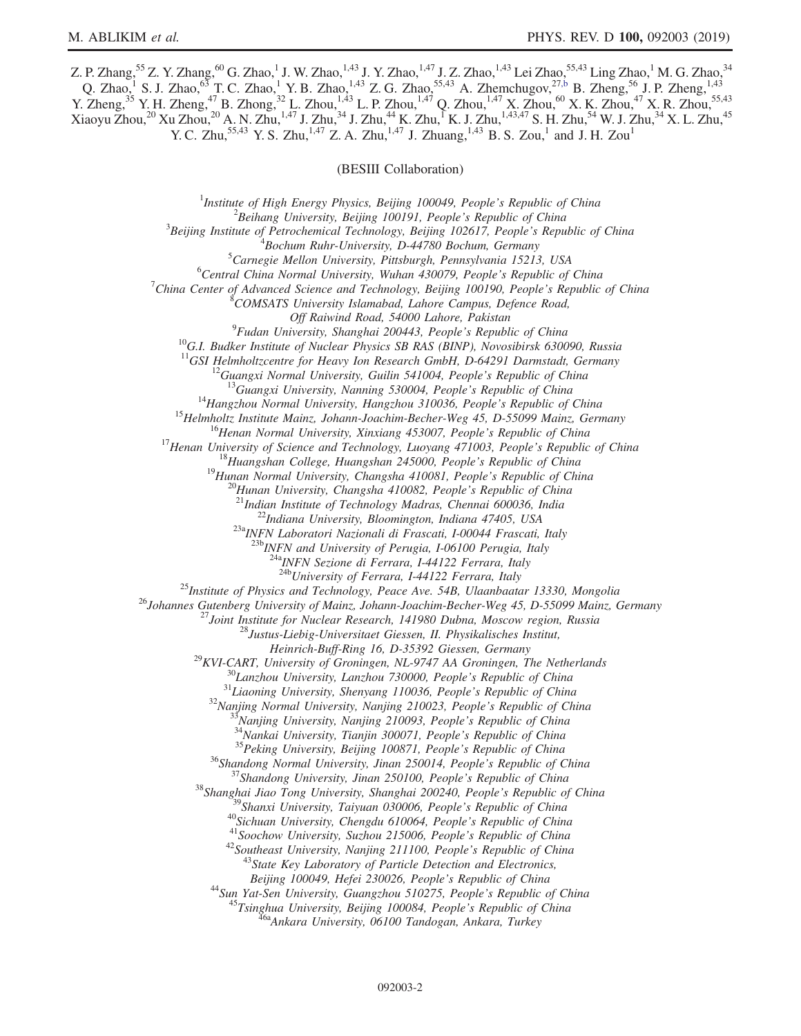Z. P. Zhang,[55] Z. Y. Zhang,[60] G. Zhao,[1] J. W. Zhao,[1,43] J. Y. Zhao,[1,47] J. Z. Zhao,[1,43] Lei Zhao,[55,43] Ling Zhao,[1] M. G. Zhao,[34] Q. Zhao,[1] S. J. Zhao,[63] T. C. Zhao,[1] Y. B. Zhao,[1,43] Z. G. Zhao,[55,43] A. Zhemchugov,[27,b] B. Zheng,[56] J. P. Zheng,[1,43] Y. Zheng,[35] Y. H. Zheng,[47] B. Zhong,[32] L. Zhou,[1,43] L. P. Zhou,[1,47] Q. Zhou,[1,47] X. Zhou,[60] X. K. Zhou,[47] X. R. Zhou,[55,43] Xiaoyu Zhou,[20] Xu Zhou,[20] A. N. Zhu,[1,47] J. Zhu,[34] J. Zhu,[44] K. Zhu,[1] K. J. Zhu,[1,43,47] S. H. Zhu,[54] W. J. Zhu,[34] X. L. Zhu,[45] Y. C. Zhu,[55,43] Y. S. Zhu,[1,47] Z. A. Zhu,[1,47] J. Zhuang,[1,43] B. S. Zou,[1] and J. H. Zou[1]

(BESIII Collaboration)

[1]*Institute of High Energy Physics, Beijing 100049, People's Republic of China*
[2]*Beihang University, Beijing 100191, People's Republic of China*
[3]*Beijing Institute of Petrochemical Technology, Beijing 102617, People's Republic of China*
[4]*Bochum Ruhr-University, D-44780 Bochum, Germany*
[5]*Carnegie Mellon University, Pittsburgh, Pennsylvania 15213, USA*
[6]*Central China Normal University, Wuhan 430079, People's Republic of China*
[7]*China Center of Advanced Science and Technology, Beijing 100190, People's Republic of China*
[8]*COMSATS University Islamabad, Lahore Campus, Defence Road, Off Raiwind Road, 54000 Lahore, Pakistan*
[9]*Fudan University, Shanghai 200443, People's Republic of China*
[10]*G.I. Budker Institute of Nuclear Physics SB RAS (BINP), Novosibirsk 630090, Russia*
[11]*GSI Helmholtzcentre for Heavy Ion Research GmbH, D-64291 Darmstadt, Germany*
[12]*Guangxi Normal University, Guilin 541004, People's Republic of China*
[13]*Guangxi University, Nanning 530004, People's Republic of China*
[14]*Hangzhou Normal University, Hangzhou 310036, People's Republic of China*
[15]*Helmholtz Institute Mainz, Johann-Joachim-Becher-Weg 45, D-55099 Mainz, Germany*
[16]*Henan Normal University, Xinxiang 453007, People's Republic of China*
[17]*Henan University of Science and Technology, Luoyang 471003, People's Republic of China*
[18]*Huangshan College, Huangshan 245000, People's Republic of China*
[19]*Hunan Normal University, Changsha 410081, People's Republic of China*
[20]*Hunan University, Changsha 410082, People's Republic of China*
[21]*Indian Institute of Technology Madras, Chennai 600036, India*
[22]*Indiana University, Bloomington, Indiana 47405, USA*
[23a]*INFN Laboratori Nazionali di Frascati, I-00044 Frascati, Italy*
[23b]*INFN and University of Perugia, I-06100 Perugia, Italy*
[24a]*INFN Sezione di Ferrara, I-44122 Ferrara, Italy*
[24b]*University of Ferrara, I-44122 Ferrara, Italy*
[25]*Institute of Physics and Technology, Peace Ave. 54B, Ulaanbaatar 13330, Mongolia*
[26]*Johannes Gutenberg University of Mainz, Johann-Joachim-Becher-Weg 45, D-55099 Mainz, Germany*
[27]*Joint Institute for Nuclear Research, 141980 Dubna, Moscow region, Russia*
[28]*Justus-Liebig-Universitaet Giessen, II. Physikalisches Institut, Heinrich-Buff-Ring 16, D-35392 Giessen, Germany*
[29]*KVI-CART, University of Groningen, NL-9747 AA Groningen, The Netherlands*
[30]*Lanzhou University, Lanzhou 730000, People's Republic of China*
[31]*Liaoning University, Shenyang 110036, People's Republic of China*
[32]*Nanjing Normal University, Nanjing 210023, People's Republic of China*
[33]*Nanjing University, Nanjing 210093, People's Republic of China*
[34]*Nankai University, Tianjin 300071, People's Republic of China*
[35]*Peking University, Beijing 100871, People's Republic of China*
[36]*Shandong Normal University, Jinan 250014, People's Republic of China*
[37]*Shandong University, Jinan 250100, People's Republic of China*
[38]*Shanghai Jiao Tong University, Shanghai 200240, People's Republic of China*
[39]*Shanxi University, Taiyuan 030006, People's Republic of China*
[40]*Sichuan University, Chengdu 610064, People's Republic of China*
[41]*Soochow University, Suzhou 215006, People's Republic of China*
[42]*Southeast University, Nanjing 211100, People's Republic of China*
[43]*State Key Laboratory of Particle Detection and Electronics, Beijing 100049, Hefei 230026, People's Republic of China*
[44]*Sun Yat-Sen University, Guangzhou 510275, People's Republic of China*
[45]*Tsinghua University, Beijing 100084, People's Republic of China*
[46a]*Ankara University, 06100 Tandogan, Ankara, Turkey*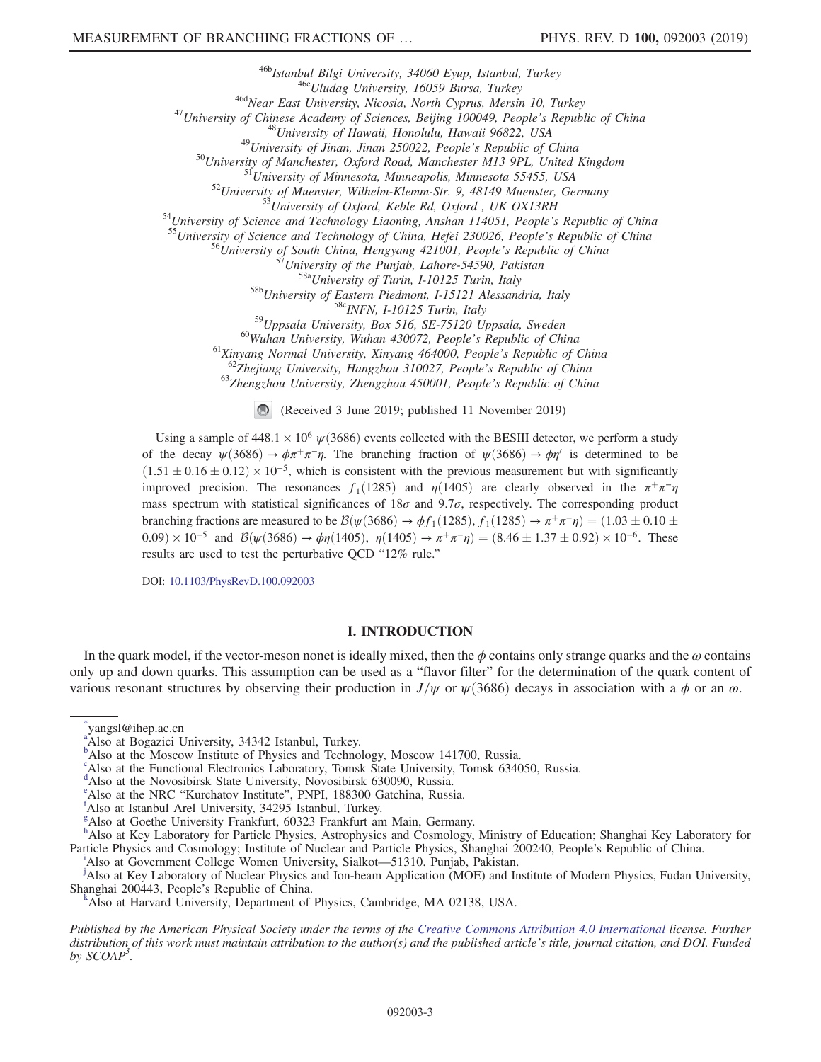[46b]Istanbul Bilgi University, 34060 Eyup, Istanbul, Turkey
[46c]Uludag University, 16059 Bursa, Turkey
[46d]Near East University, Nicosia, North Cyprus, Mersin 10, Turkey
[47]University of Chinese Academy of Sciences, Beijing 100049, People's Republic of China
[48]University of Hawaii, Honolulu, Hawaii 96822, USA
[49]University of Jinan, Jinan 250022, People's Republic of China
[50]University of Manchester, Oxford Road, Manchester M13 9PL, United Kingdom
[51]University of Minnesota, Minneapolis, Minnesota 55455, USA
[52]University of Muenster, Wilhelm-Klemm-Str. 9, 48149 Muenster, Germany
[53]University of Oxford, Keble Rd, Oxford , UK OX13RH
[54]University of Science and Technology Liaoning, Anshan 114051, People's Republic of China
[55]University of Science and Technology of China, Hefei 230026, People's Republic of China
[56]University of South China, Hengyang 421001, People's Republic of China
[57]University of the Punjab, Lahore-54590, Pakistan
[58a]University of Turin, I-10125 Turin, Italy
[58b]University of Eastern Piedmont, I-15121 Alessandria, Italy
[58c]INFN, I-10125 Turin, Italy
[59]Uppsala University, Box 516, SE-75120 Uppsala, Sweden
[60]Wuhan University, Wuhan 430072, People's Republic of China
[61]Xinyang Normal University, Xinyang 464000, People's Republic of China
[62]Zhejiang University, Hangzhou 310027, People's Republic of China
[63]Zhengzhou University, Zhengzhou 450001, People's Republic of China

(Received 3 June 2019; published 11 November 2019)

Using a sample of $448.1 \times 10^6$ $\psi(3686)$ events collected with the BESIII detector, we perform a study of the decay $\psi(3686) \to \phi\pi^+\pi^-\eta$. The branching fraction of $\psi(3686) \to \phi\eta'$ is determined to be $(1.51 \pm 0.16 \pm 0.12) \times 10^{-5}$, which is consistent with the previous measurement but with significantly improved precision. The resonances $f_1(1285)$ and $\eta(1405)$ are clearly observed in the $\pi^+\pi^-\eta$ mass spectrum with statistical significances of $18\sigma$ and $9.7\sigma$, respectively. The corresponding product branching fractions are measured to be $\mathcal{B}(\psi(3686) \to \phi f_1(1285), f_1(1285) \to \pi^+\pi^-\eta) = (1.03 \pm 0.10 \pm 0.09) \times 10^{-5}$ and $\mathcal{B}(\psi(3686) \to \phi\eta(1405), \eta(1405) \to \pi^+\pi^-\eta) = (8.46 \pm 1.37 \pm 0.92) \times 10^{-6}$. These results are used to test the perturbative QCD "12% rule."

DOI: 10.1103/PhysRevD.100.092003

## I. INTRODUCTION

In the quark model, if the vector-meson nonet is ideally mixed, then the $\phi$ contains only strange quarks and the $\omega$ contains only up and down quarks. This assumption can be used as a "flavor filter" for the determination of the quark content of various resonant structures by observing their production in $J/\psi$ or $\psi(3686)$ decays in association with a $\phi$ or an $\omega$.

---

[*]yangsl@ihep.ac.cn
[a]Also at Bogazici University, 34342 Istanbul, Turkey.
[b]Also at the Moscow Institute of Physics and Technology, Moscow 141700, Russia.
[c]Also at the Functional Electronics Laboratory, Tomsk State University, Tomsk 634050, Russia.
[d]Also at the Novosibirsk State University, Novosibirsk 630090, Russia.
[e]Also at the NRC "Kurchatov Institute", PNPI, 188300 Gatchina, Russia.
[f]Also at Istanbul Arel University, 34295 Istanbul, Turkey.
[g]Also at Goethe University Frankfurt, 60323 Frankfurt am Main, Germany.
[h]Also at Key Laboratory for Particle Physics, Astrophysics and Cosmology, Ministry of Education; Shanghai Key Laboratory for Particle Physics and Cosmology; Institute of Nuclear and Particle Physics, Shanghai 200240, People's Republic of China.
[i]Also at Government College Women University, Sialkot—51310. Punjab, Pakistan.
[j]Also at Key Laboratory of Nuclear Physics and Ion-beam Application (MOE) and Institute of Modern Physics, Fudan University, Shanghai 200443, People's Republic of China.
[k]Also at Harvard University, Department of Physics, Cambridge, MA 02138, USA.

*Published by the American Physical Society under the terms of the Creative Commons Attribution 4.0 International license. Further distribution of this work must maintain attribution to the author(s) and the published article's title, journal citation, and DOI. Funded by SCOAP³.*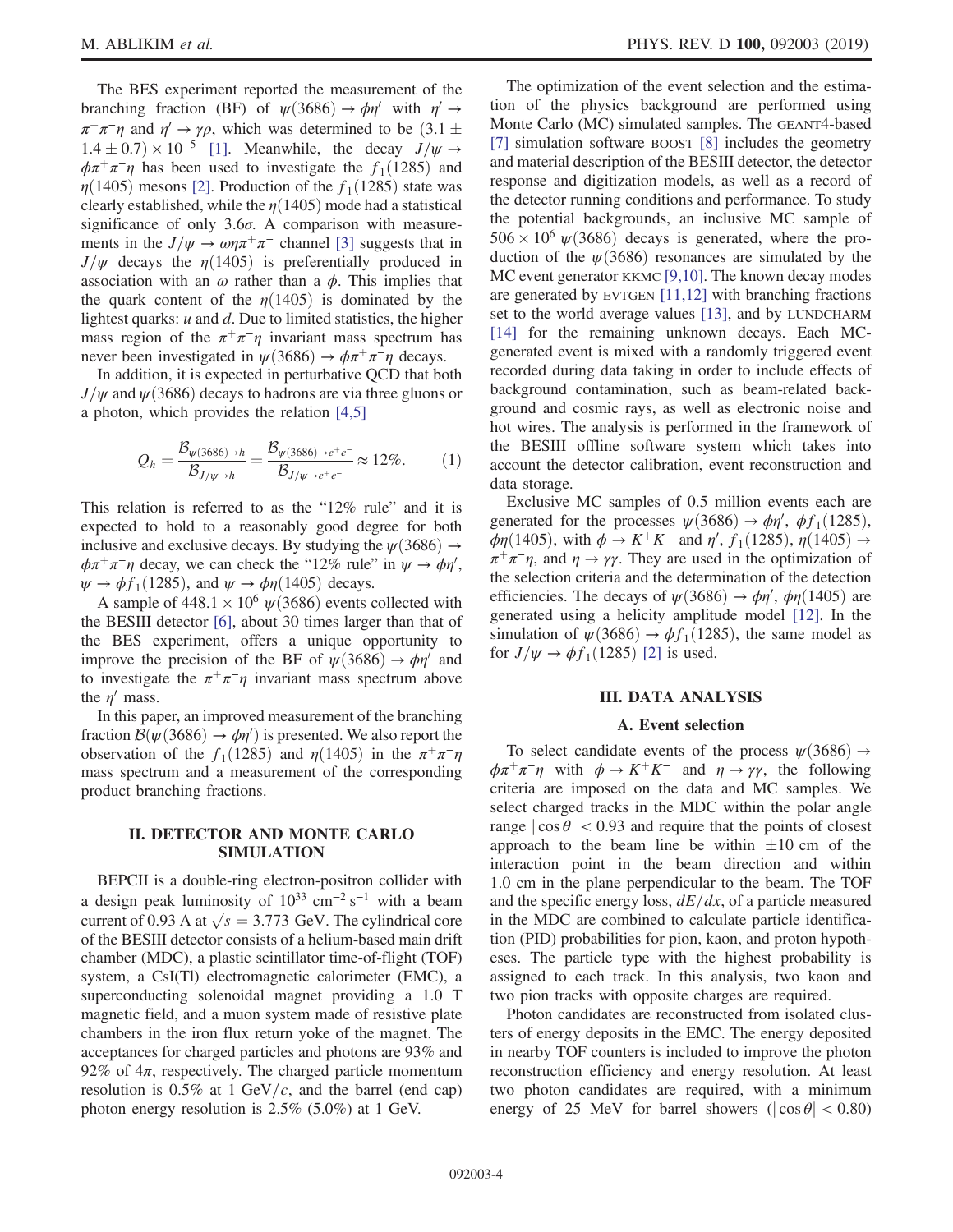The BES experiment reported the measurement of the branching fraction (BF) of $\psi(3686) \to \phi\eta'$ with $\eta' \to \pi^+\pi^-\eta$ and $\eta' \to \gamma\rho$, which was determined to be $(3.1 \pm 1.4 \pm 0.7) \times 10^{-5}$ [1]. Meanwhile, the decay $J/\psi \to \phi\pi^+\pi^-\eta$ has been used to investigate the $f_1(1285)$ and $\eta(1405)$ mesons [2]. Production of the $f_1(1285)$ state was clearly established, while the $\eta(1405)$ mode had a statistical significance of only $3.6\sigma$. A comparison with measurements in the $J/\psi \to \omega\eta\pi^+\pi^-$ channel [3] suggests that in $J/\psi$ decays the $\eta(1405)$ is preferentially produced in association with an $\omega$ rather than a $\phi$. This implies that the quark content of the $\eta(1405)$ is dominated by the lightest quarks: $u$ and $d$. Due to limited statistics, the higher mass region of the $\pi^+\pi^-\eta$ invariant mass spectrum has never been investigated in $\psi(3686) \to \phi\pi^+\pi^-\eta$ decays.

In addition, it is expected in perturbative QCD that both $J/\psi$ and $\psi(3686)$ decays to hadrons are via three gluons or a photon, which provides the relation [4,5]

$$Q_h = \frac{\mathcal{B}_{\psi(3686)\to h}}{\mathcal{B}_{J/\psi\to h}} = \frac{\mathcal{B}_{\psi(3686)\to e^+e^-}}{\mathcal{B}_{J/\psi\to e^+e^-}} \approx 12\%. \quad (1)$$

This relation is referred to as the "12% rule" and it is expected to hold to a reasonably good degree for both inclusive and exclusive decays. By studying the $\psi(3686) \to \phi\pi^+\pi^-\eta$ decay, we can check the "12% rule" in $\psi \to \phi\eta'$, $\psi \to \phi f_1(1285)$, and $\psi \to \phi\eta(1405)$ decays.

A sample of $448.1 \times 10^6$ $\psi(3686)$ events collected with the BESIII detector [6], about 30 times larger than that of the BES experiment, offers a unique opportunity to improve the precision of the BF of $\psi(3686) \to \phi\eta'$ and to investigate the $\pi^+\pi^-\eta$ invariant mass spectrum above the $\eta'$ mass.

In this paper, an improved measurement of the branching fraction $\mathcal{B}(\psi(3686) \to \phi\eta')$ is presented. We also report the observation of the $f_1(1285)$ and $\eta(1405)$ in the $\pi^+\pi^-\eta$ mass spectrum and a measurement of the corresponding product branching fractions.

## II. DETECTOR AND MONTE CARLO SIMULATION

BEPCII is a double-ring electron-positron collider with a design peak luminosity of $10^{33}$ cm$^{-2}$ s$^{-1}$ with a beam current of 0.93 A at $\sqrt{s} = 3.773$ GeV. The cylindrical core of the BESIII detector consists of a helium-based main drift chamber (MDC), a plastic scintillator time-of-flight (TOF) system, a CsI(Tl) electromagnetic calorimeter (EMC), a superconducting solenoidal magnet providing a 1.0 T magnetic field, and a muon system made of resistive plate chambers in the iron flux return yoke of the magnet. The acceptances for charged particles and photons are 93% and 92% of $4\pi$, respectively. The charged particle momentum resolution is 0.5% at 1 GeV/$c$, and the barrel (end cap) photon energy resolution is 2.5% (5.0%) at 1 GeV.

The optimization of the event selection and the estimation of the physics background are performed using Monte Carlo (MC) simulated samples. The GEANT4-based [7] simulation software BOOST [8] includes the geometry and material description of the BESIII detector, the detector response and digitization models, as well as a record of the detector running conditions and performance. To study the potential backgrounds, an inclusive MC sample of $506 \times 10^6$ $\psi(3686)$ decays is generated, where the production of the $\psi(3686)$ resonances are simulated by the MC event generator KKMC [9,10]. The known decay modes are generated by EVTGEN [11,12] with branching fractions set to the world average values [13], and by LUNDCHARM [14] for the remaining unknown decays. Each MC-generated event is mixed with a randomly triggered event recorded during data taking in order to include effects of background contamination, such as beam-related background and cosmic rays, as well as electronic noise and hot wires. The analysis is performed in the framework of the BESIII offline software system which takes into account the detector calibration, event reconstruction and data storage.

Exclusive MC samples of 0.5 million events each are generated for the processes $\psi(3686) \to \phi\eta'$, $\phi f_1(1285)$, $\phi\eta(1405)$, with $\phi \to K^+K^-$ and $\eta'$, $f_1(1285)$, $\eta(1405) \to \pi^+\pi^-\eta$, and $\eta \to \gamma\gamma$. They are used in the optimization of the selection criteria and the determination of the detection efficiencies. The decays of $\psi(3686) \to \phi\eta'$, $\phi\eta(1405)$ are generated using a helicity amplitude model [12]. In the simulation of $\psi(3686) \to \phi f_1(1285)$, the same model as for $J/\psi \to \phi f_1(1285)$ [2] is used.

## III. DATA ANALYSIS

### A. Event selection

To select candidate events of the process $\psi(3686) \to \phi\pi^+\pi^-\eta$ with $\phi \to K^+K^-$ and $\eta \to \gamma\gamma$, the following criteria are imposed on the data and MC samples. We select charged tracks in the MDC within the polar angle range $|\cos\theta| < 0.93$ and require that the points of closest approach to the beam line be within $\pm 10$ cm of the interaction point in the beam direction and within 1.0 cm in the plane perpendicular to the beam. The TOF and the specific energy loss, $dE/dx$, of a particle measured in the MDC are combined to calculate particle identification (PID) probabilities for pion, kaon, and proton hypotheses. The particle type with the highest probability is assigned to each track. In this analysis, two kaon and two pion tracks with opposite charges are required.

Photon candidates are reconstructed from isolated clusters of energy deposits in the EMC. The energy deposited in nearby TOF counters is included to improve the photon reconstruction efficiency and energy resolution. At least two photon candidates are required, with a minimum energy of 25 MeV for barrel showers ($|\cos\theta| < 0.80$)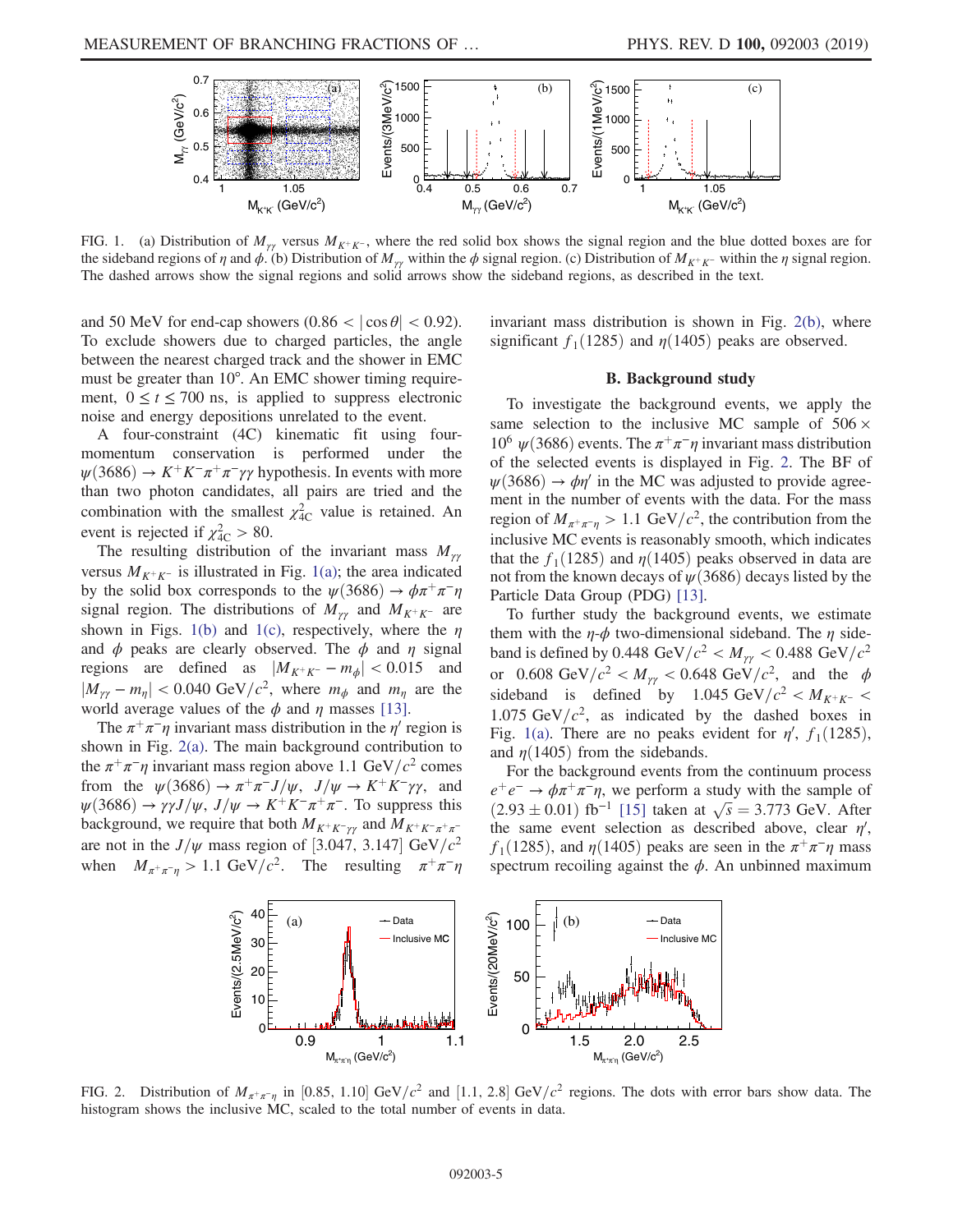FIG. 1. (a) Distribution of $M_{\gamma\gamma}$ versus $M_{K^+K^-}$, where the red solid box shows the signal region and the blue dotted boxes are for the sideband regions of $\eta$ and $\phi$. (b) Distribution of $M_{\gamma\gamma}$ within the $\phi$ signal region. (c) Distribution of $M_{K^+K^-}$ within the $\eta$ signal region. The dashed arrows show the signal regions and solid arrows show the sideband regions, as described in the text.

and 50 MeV for end-cap showers ($0.86 < |\cos\theta| < 0.92$). To exclude showers due to charged particles, the angle between the nearest charged track and the shower in EMC must be greater than 10°. An EMC shower timing requirement, $0 \leq t \leq 700$ ns, is applied to suppress electronic noise and energy depositions unrelated to the event.

A four-constraint (4C) kinematic fit using four-momentum conservation is performed under the $\psi(3686) \to K^+K^-\pi^+\pi^-\gamma\gamma$ hypothesis. In events with more than two photon candidates, all pairs are tried and the combination with the smallest $\chi^2_{4C}$ value is retained. An event is rejected if $\chi^2_{4C} > 80$.

The resulting distribution of the invariant mass $M_{\gamma\gamma}$ versus $M_{K^+K^-}$ is illustrated in Fig. 1(a); the area indicated by the solid box corresponds to the $\psi(3686) \to \phi\pi^+\pi^-\eta$ signal region. The distributions of $M_{\gamma\gamma}$ and $M_{K^+K^-}$ are shown in Figs. 1(b) and 1(c), respectively, where the $\eta$ and $\phi$ peaks are clearly observed. The $\phi$ and $\eta$ signal regions are defined as $|M_{K^+K^-} - m_\phi| < 0.015$ and $|M_{\gamma\gamma} - m_\eta| < 0.040$ GeV$/c^2$, where $m_\phi$ and $m_\eta$ are the world average values of the $\phi$ and $\eta$ masses [13].

The $\pi^+\pi^-\eta$ invariant mass distribution in the $\eta'$ region is shown in Fig. 2(a). The main background contribution to the $\pi^+\pi^-\eta$ invariant mass region above 1.1 GeV$/c^2$ comes from the $\psi(3686) \to \pi^+\pi^- J/\psi$, $J/\psi \to K^+K^-\gamma\gamma$, and $\psi(3686) \to \gamma\gamma J/\psi$, $J/\psi \to K^+K^-\pi^+\pi^-$. To suppress this background, we require that both $M_{K^+K^-\gamma\gamma}$ and $M_{K^+K^-\pi^+\pi^-}$ are not in the $J/\psi$ mass region of $[3.047, 3.147]$ GeV$/c^2$ when $M_{\pi^+\pi^-\eta} > 1.1$ GeV$/c^2$. The resulting $\pi^+\pi^-\eta$ invariant mass distribution is shown in Fig. 2(b), where significant $f_1(1285)$ and $\eta(1405)$ peaks are observed.

### B. Background study

To investigate the background events, we apply the same selection to the inclusive MC sample of $506 \times 10^6$ $\psi(3686)$ events. The $\pi^+\pi^-\eta$ invariant mass distribution of the selected events is displayed in Fig. 2. The BF of $\psi(3686) \to \phi\eta'$ in the MC was adjusted to provide agreement in the number of events with the data. For the mass region of $M_{\pi^+\pi^-\eta} > 1.1$ GeV$/c^2$, the contribution from the inclusive MC events is reasonably smooth, which indicates that the $f_1(1285)$ and $\eta(1405)$ peaks observed in data are not from the known decays of $\psi(3686)$ decays listed by the Particle Data Group (PDG) [13].

To further study the background events, we estimate them with the $\eta$-$\phi$ two-dimensional sideband. The $\eta$ sideband is defined by $0.448$ GeV$/c^2 < M_{\gamma\gamma} < 0.488$ GeV$/c^2$ or $0.608$ GeV$/c^2 < M_{\gamma\gamma} < 0.648$ GeV$/c^2$, and the $\phi$ sideband is defined by $1.045$ GeV$/c^2 < M_{K^+K^-} < 1.075$ GeV$/c^2$, as indicated by the dashed boxes in Fig. 1(a). There are no peaks evident for $\eta'$, $f_1(1285)$, and $\eta(1405)$ from the sidebands.

For the background events from the continuum process $e^+e^- \to \phi\pi^+\pi^-\eta$, we perform a study with the sample of $(2.93 \pm 0.01)$ fb$^{-1}$ [15] taken at $\sqrt{s} = 3.773$ GeV. After the same event selection as described above, clear $\eta'$, $f_1(1285)$, and $\eta(1405)$ peaks are seen in the $\pi^+\pi^-\eta$ mass spectrum recoiling against the $\phi$. An unbinned maximum

FIG. 2. Distribution of $M_{\pi^+\pi^-\eta}$ in $[0.85, 1.10]$ GeV$/c^2$ and $[1.1, 2.8]$ GeV$/c^2$ regions. The dots with error bars show data. The histogram shows the inclusive MC, scaled to the total number of events in data.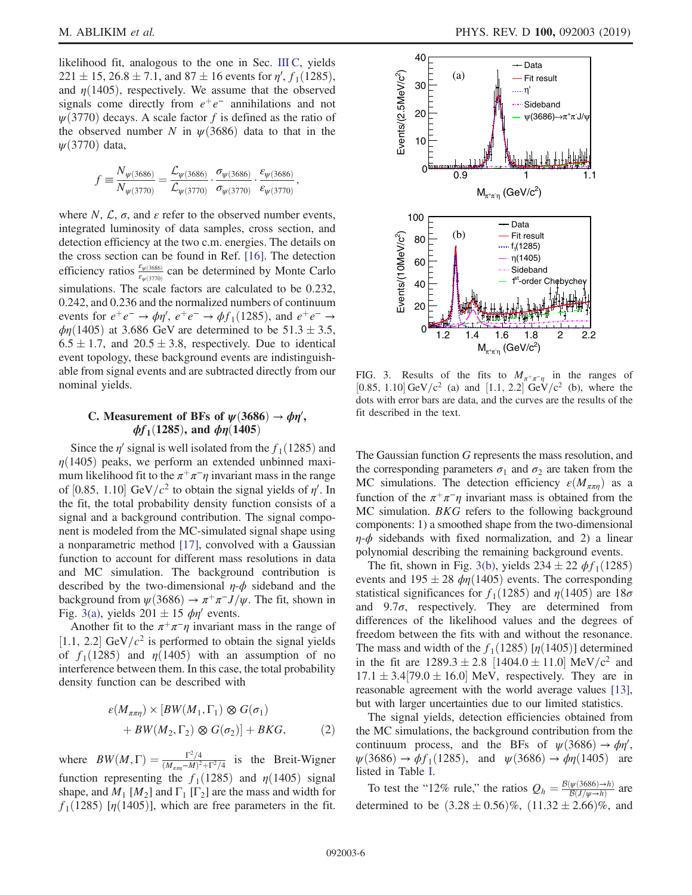likelihood fit, analogous to the one in Sec. III C, yields $221 \pm 15$, $26.8 \pm 7.1$, and $87 \pm 16$ events for $\eta'$, $f_1(1285)$, and $\eta(1405)$, respectively. We assume that the observed signals come directly from $e^+e^-$ annihilations and not $\psi(3770)$ decays. A scale factor $f$ is defined as the ratio of the observed number $N$ in $\psi(3686)$ data to that in the $\psi(3770)$ data,

$$f \equiv \frac{N_{\psi(3686)}}{N_{\psi(3770)}} = \frac{\mathcal{L}_{\psi(3686)}}{\mathcal{L}_{\psi(3770)}} \cdot \frac{\sigma_{\psi(3686)}}{\sigma_{\psi(3770)}} \cdot \frac{\varepsilon_{\psi(3686)}}{\varepsilon_{\psi(3770)}},$$

where $N$, $\mathcal{L}$, $\sigma$, and $\varepsilon$ refer to the observed number events, integrated luminosity of data samples, cross section, and detection efficiency at the two c.m. energies. The details on the cross section can be found in Ref. [16]. The detection efficiency ratios $\frac{\varepsilon_{\psi(3686)}}{\varepsilon_{\psi(3770)}}$ can be determined by Monte Carlo simulations. The scale factors are calculated to be 0.232, 0.242, and 0.236 and the normalized numbers of continuum events for $e^+e^- \to \phi\eta'$, $e^+e^- \to \phi f_1(1285)$, and $e^+e^- \to \phi\eta(1405)$ at 3.686 GeV are determined to be $51.3 \pm 3.5$, $6.5 \pm 1.7$, and $20.5 \pm 3.8$, respectively. Due to identical event topology, these background events are indistinguishable from signal events and are subtracted directly from our nominal yields.

### C. Measurement of BFs of $\psi(3686) \to \phi\eta'$, $\phi f_1(1285)$, and $\phi\eta(1405)$

Since the $\eta'$ signal is well isolated from the $f_1(1285)$ and $\eta(1405)$ peaks, we perform an extended unbinned maximum likelihood fit to the $\pi^+\pi^-\eta$ invariant mass in the range of $[0.85, 1.10]$ GeV/$c^2$ to obtain the signal yields of $\eta'$. In the fit, the total probability density function consists of a signal and a background contribution. The signal component is modeled from the MC-simulated signal shape using a nonparametric method [17], convolved with a Gaussian function to account for different mass resolutions in data and MC simulation. The background contribution is described by the two-dimensional $\eta$-$\phi$ sideband and the background from $\psi(3686) \to \pi^+\pi^-J/\psi$. The fit, shown in Fig. 3(a), yields $201 \pm 15$ $\phi\eta'$ events.

Another fit to the $\pi^+\pi^-\eta$ invariant mass in the range of $[1.1, 2.2]$ GeV/$c^2$ is performed to obtain the signal yields of $f_1(1285)$ and $\eta(1405)$ with an assumption of no interference between them. In this case, the total probability density function can be described with

$$\varepsilon(M_{\pi\pi\eta}) \times [BW(M_1, \Gamma_1) \otimes G(\sigma_1) + BW(M_2, \Gamma_2) \otimes G(\sigma_2)] + BKG, \tag{2}$$

where $BW(M, \Gamma) = \frac{\Gamma^2/4}{(M_{\pi\pi\eta} - M)^2 + \Gamma^2/4}$ is the Breit-Wigner function representing the $f_1(1285)$ and $\eta(1405)$ signal shape, and $M_1$ $[M_2]$ and $\Gamma_1$ $[\Gamma_2]$ are the mass and width for $f_1(1285)$ $[\eta(1405)]$, which are free parameters in the fit.

FIG. 3. Results of the fits to $M_{\pi^+\pi^-\eta}$ in the ranges of $[0.85, 1.10]$ GeV/$c^2$ (a) and $[1.1, 2.2]$ GeV/$c^2$ (b), where the dots with error bars are data, and the curves are the results of the fit described in the text.

The Gaussian function $G$ represents the mass resolution, and the corresponding parameters $\sigma_1$ and $\sigma_2$ are taken from the MC simulations. The detection efficiency $\varepsilon(M_{\pi\pi\eta})$ as a function of the $\pi^+\pi^-\eta$ invariant mass is obtained from the MC simulation. $BKG$ refers to the following background components: 1) a smoothed shape from the two-dimensional $\eta$-$\phi$ sidebands with fixed normalization, and 2) a linear polynomial describing the remaining background events.

The fit, shown in Fig. 3(b), yields $234 \pm 22$ $\phi f_1(1285)$ events and $195 \pm 28$ $\phi\eta(1405)$ events. The corresponding statistical significances for $f_1(1285)$ and $\eta(1405)$ are $18\sigma$ and $9.7\sigma$, respectively. They are determined from differences of the likelihood values and the degrees of freedom between the fits with and without the resonance. The mass and width of the $f_1(1285)$ $[\eta(1405)]$ determined in the fit are $1289.3 \pm 2.8$ $[1404.0 \pm 11.0]$ MeV/$c^2$ and $17.1 \pm 3.4 [79.0 \pm 16.0]$ MeV, respectively. They are in reasonable agreement with the world average values [13], but with larger uncertainties due to our limited statistics.

The signal yields, detection efficiencies obtained from the MC simulations, the background contribution from the continuum process, and the BFs of $\psi(3686) \to \phi\eta'$, $\psi(3686) \to \phi f_1(1285)$, and $\psi(3686) \to \phi\eta(1405)$ are listed in Table I.

To test the "12% rule," the ratios $Q_h = \frac{\mathcal{B}(\psi(3686) \to h)}{\mathcal{B}(J/\psi \to h)}$ are determined to be $(3.28 \pm 0.56)\%$, $(11.32 \pm 2.66)\%$, and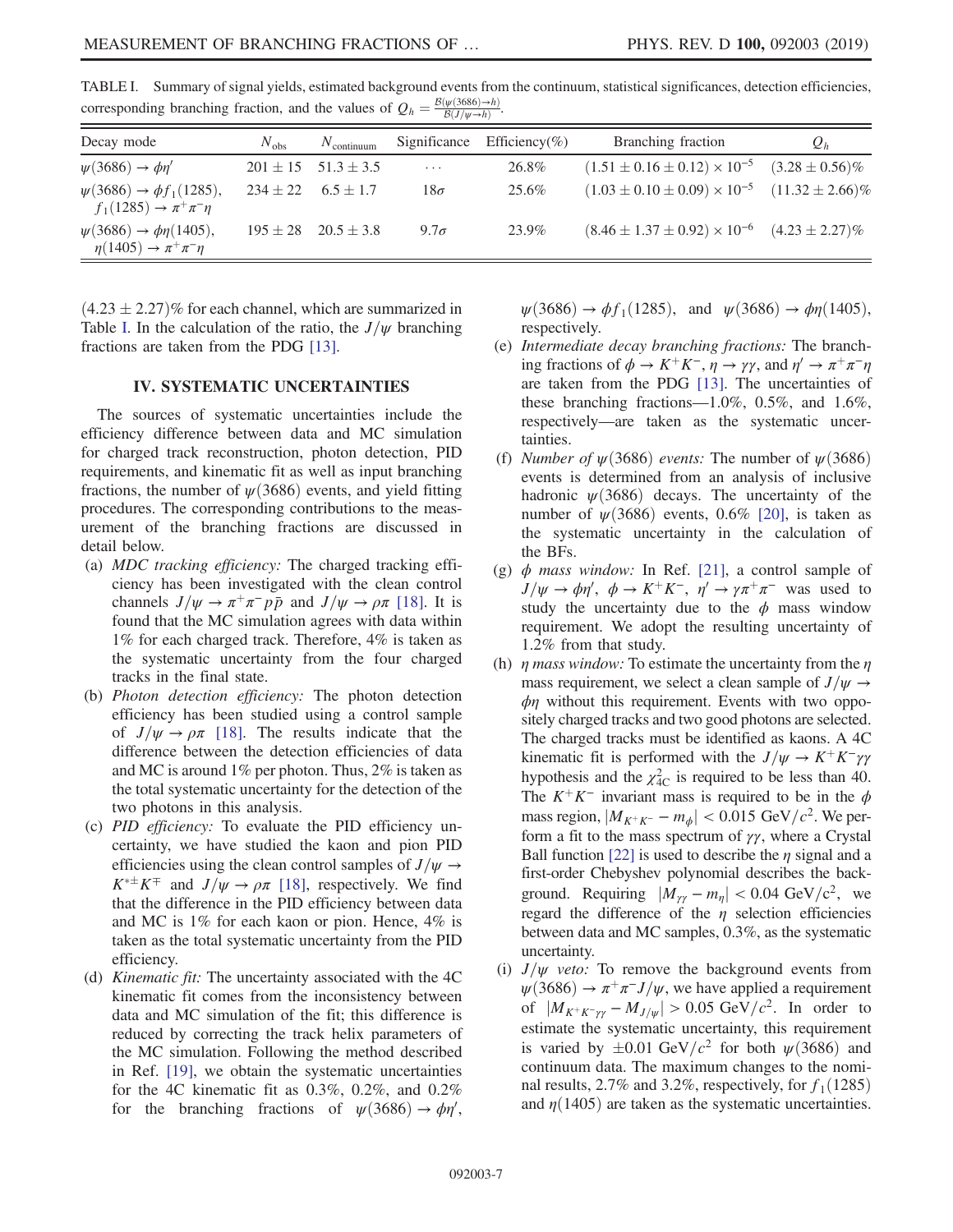TABLE I. Summary of signal yields, estimated background events from the continuum, statistical significances, detection efficiencies, corresponding branching fraction, and the values of $Q_h = \frac{\mathcal{B}(\psi(3686)\to h)}{\mathcal{B}(J/\psi\to h)}$.

| Decay mode | $N_{\rm obs}$ | $N_{\rm continuum}$ | Significance | Efficiency(%) | Branching fraction | $Q_h$ |
| --- | --- | --- | --- | --- | --- | --- |
| $\psi(3686)\to\phi\eta'$ | $201\pm15$ | $51.3\pm3.5$ | ... | 26.8% | $(1.51\pm0.16\pm0.12)\times10^{-5}$ | $(3.28\pm0.56)\%$ |
| $\psi(3686)\to\phi f_1(1285)$, $f_1(1285)\to\pi^+\pi^-\eta$ | $234\pm22$ | $6.5\pm1.7$ | $18\sigma$ | 25.6% | $(1.03\pm0.10\pm0.09)\times10^{-5}$ | $(11.32\pm2.66)\%$ |
| $\psi(3686)\to\phi\eta(1405)$, $\eta(1405)\to\pi^+\pi^-\eta$ | $195\pm28$ | $20.5\pm3.8$ | $9.7\sigma$ | 23.9% | $(8.46\pm1.37\pm0.92)\times10^{-6}$ | $(4.23\pm2.27)\%$ |

$(4.23\pm2.27)\%$ for each channel, which are summarized in Table I. In the calculation of the ratio, the $J/\psi$ branching fractions are taken from the PDG [13].

## IV. SYSTEMATIC UNCERTAINTIES

The sources of systematic uncertainties include the efficiency difference between data and MC simulation for charged track reconstruction, photon detection, PID requirements, and kinematic fit as well as input branching fractions, the number of $\psi(3686)$ events, and yield fitting procedures. The corresponding contributions to the measurement of the branching fractions are discussed in detail below.

(a) *MDC tracking efficiency:* The charged tracking efficiency has been investigated with the clean control channels $J/\psi\to\pi^+\pi^-p\bar{p}$ and $J/\psi\to\rho\pi$ [18]. It is found that the MC simulation agrees with data within 1% for each charged track. Therefore, 4% is taken as the systematic uncertainty from the four charged tracks in the final state.

(b) *Photon detection efficiency:* The photon detection efficiency has been studied using a control sample of $J/\psi\to\rho\pi$ [18]. The results indicate that the difference between the detection efficiencies of data and MC is around 1% per photon. Thus, 2% is taken as the total systematic uncertainty for the detection of the two photons in this analysis.

(c) *PID efficiency:* To evaluate the PID efficiency uncertainty, we have studied the kaon and pion PID efficiencies using the clean control samples of $J/\psi\to K^{*\pm}K^{\mp}$ and $J/\psi\to\rho\pi$ [18], respectively. We find that the difference in the PID efficiency between data and MC is 1% for each kaon or pion. Hence, 4% is taken as the total systematic uncertainty from the PID efficiency.

(d) *Kinematic fit:* The uncertainty associated with the 4C kinematic fit comes from the inconsistency between data and MC simulation of the fit; this difference is reduced by correcting the track helix parameters of the MC simulation. Following the method described in Ref. [19], we obtain the systematic uncertainties for the 4C kinematic fit as 0.3%, 0.2%, and 0.2% for the branching fractions of $\psi(3686)\to\phi\eta'$, $\psi(3686)\to\phi f_1(1285)$, and $\psi(3686)\to\phi\eta(1405)$, respectively.

(e) *Intermediate decay branching fractions:* The branching fractions of $\phi\to K^+K^-$, $\eta\to\gamma\gamma$, and $\eta'\to\pi^+\pi^-\eta$ are taken from the PDG [13]. The uncertainties of these branching fractions—1.0%, 0.5%, and 1.6%, respectively—are taken as the systematic uncertainties.

(f) *Number of $\psi(3686)$ events:* The number of $\psi(3686)$ events is determined from an analysis of inclusive hadronic $\psi(3686)$ decays. The uncertainty of the number of $\psi(3686)$ events, 0.6% [20], is taken as the systematic uncertainty in the calculation of the BFs.

(g) *$\phi$ mass window:* In Ref. [21], a control sample of $J/\psi\to\phi\eta'$, $\phi\to K^+K^-$, $\eta'\to\gamma\pi^+\pi^-$ was used to study the uncertainty due to the $\phi$ mass window requirement. We adopt the resulting uncertainty of 1.2% from that study.

(h) *$\eta$ mass window:* To estimate the uncertainty from the $\eta$ mass requirement, we select a clean sample of $J/\psi\to\phi\eta$ without this requirement. Events with two oppositely charged tracks and two good photons are selected. The charged tracks must be identified as kaons. A 4C kinematic fit is performed with the $J/\psi\to K^+K^-\gamma\gamma$ hypothesis and the $\chi^2_{\rm 4C}$ is required to be less than 40. The $K^+K^-$ invariant mass is required to be in the $\phi$ mass region, $|M_{K^+K^-}-m_\phi|<0.015\ {\rm GeV}/c^2$. We perform a fit to the mass spectrum of $\gamma\gamma$, where a Crystal Ball function [22] is used to describe the $\eta$ signal and a first-order Chebyshev polynomial describes the background. Requiring $|M_{\gamma\gamma}-m_\eta|<0.04\ {\rm GeV/c^2}$, we regard the difference of the $\eta$ selection efficiencies between data and MC samples, 0.3%, as the systematic uncertainty.

(i) *$J/\psi$ veto:* To remove the background events from $\psi(3686)\to\pi^+\pi^-J/\psi$, we have applied a requirement of $|M_{K^+K^-\gamma\gamma}-M_{J/\psi}|>0.05\ {\rm GeV}/c^2$. In order to estimate the systematic uncertainty, this requirement is varied by $\pm0.01\ {\rm GeV}/c^2$ for both $\psi(3686)$ and continuum data. The maximum changes to the nominal results, 2.7% and 3.2%, respectively, for $f_1(1285)$ and $\eta(1405)$ are taken as the systematic uncertainties.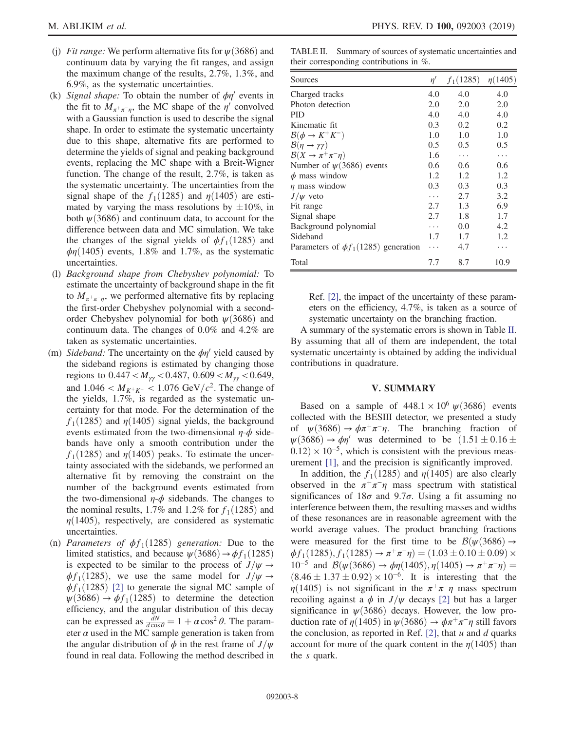(j) *Fit range:* We perform alternative fits for $\psi(3686)$ and continuum data by varying the fit ranges, and assign the maximum change of the results, 2.7%, 1.3%, and 6.9%, as the systematic uncertainties.

(k) *Signal shape:* To obtain the number of $\phi\eta'$ events in the fit to $M_{\pi^+\pi^-\eta}$, the MC shape of the $\eta'$ convolved with a Gaussian function is used to describe the signal shape. In order to estimate the systematic uncertainty due to this shape, alternative fits are performed to determine the yields of signal and peaking background events, replacing the MC shape with a Breit-Wigner function. The change of the result, 2.7%, is taken as the systematic uncertainty. The uncertainties from the signal shape of the $f_1(1285)$ and $\eta(1405)$ are estimated by varying the mass resolutions by $\pm 10\%$, in both $\psi(3686)$ and continuum data, to account for the difference between data and MC simulation. We take the changes of the signal yields of $\phi f_1(1285)$ and $\phi\eta(1405)$ events, 1.8% and 1.7%, as the systematic uncertainties.

(l) *Background shape from Chebyshev polynomial:* To estimate the uncertainty of background shape in the fit to $M_{\pi^+\pi^-\eta}$, we performed alternative fits by replacing the first-order Chebyshev polynomial with a second-order Chebyshev polynomial for both $\psi(3686)$ and continuum data. The changes of 0.0% and 4.2% are taken as systematic uncertainties.

(m) *Sideband:* The uncertainty on the $\phi\eta'$ yield caused by the sideband regions is estimated by changing those regions to $0.447 < M_{\gamma\gamma} < 0.487$, $0.609 < M_{\gamma\gamma} < 0.649$, and $1.046 < M_{K^+K^-} < 1.076\ \mathrm{GeV}/c^2$. The change of the yields, 1.7%, is regarded as the systematic uncertainty for that mode. For the determination of the $f_1(1285)$ and $\eta(1405)$ signal yields, the background events estimated from the two-dimensional $\eta$-$\phi$ sidebands have only a smooth contribution under the $f_1(1285)$ and $\eta(1405)$ peaks. To estimate the uncertainty associated with the sidebands, we performed an alternative fit by removing the constraint on the number of the background events estimated from the two-dimensional $\eta$-$\phi$ sidebands. The changes to the nominal results, 1.7% and 1.2% for $f_1(1285)$ and $\eta(1405)$, respectively, are considered as systematic uncertainties.

(n) *Parameters of $\phi f_1(1285)$ generation:* Due to the limited statistics, and because $\psi(3686) \to \phi f_1(1285)$ is expected to be similar to the process of $J/\psi \to \phi f_1(1285)$, we use the same model for $J/\psi \to \phi f_1(1285)$ [2] to generate the signal MC sample of $\psi(3686) \to \phi f_1(1285)$ to determine the detection efficiency, and the angular distribution of this decay can be expressed as $\frac{dN}{d\cos\theta} = 1 + \alpha\cos^2\theta$. The parameter $\alpha$ used in the MC sample generation is taken from the angular distribution of $\phi$ in the rest frame of $J/\psi$ found in real data. Following the method described in Ref. [2], the impact of the uncertainty of these parameters on the efficiency, 4.7%, is taken as a source of systematic uncertainty on the branching fraction.

TABLE II. Summary of sources of systematic uncertainties and their corresponding contributions in %.

| Sources | $\eta'$ | $f_1(1285)$ | $\eta(1405)$ |
|---|---|---|---|
| Charged tracks | 4.0 | 4.0 | 4.0 |
| Photon detection | 2.0 | 2.0 | 2.0 |
| PID | 4.0 | 4.0 | 4.0 |
| Kinematic fit | 0.3 | 0.2 | 0.2 |
| $\mathcal{B}(\phi \to K^+K^-)$ | 1.0 | 1.0 | 1.0 |
| $\mathcal{B}(\eta \to \gamma\gamma)$ | 0.5 | 0.5 | 0.5 |
| $\mathcal{B}(X \to \pi^+\pi^-\eta)$ | 1.6 | ... | ... |
| Number of $\psi(3686)$ events | 0.6 | 0.6 | 0.6 |
| $\phi$ mass window | 1.2 | 1.2 | 1.2 |
| $\eta$ mass window | 0.3 | 0.3 | 0.3 |
| $J/\psi$ veto | ... | 2.7 | 3.2 |
| Fit range | 2.7 | 1.3 | 6.9 |
| Signal shape | 2.7 | 1.8 | 1.7 |
| Background polynomial | ... | 0.0 | 4.2 |
| Sideband | 1.7 | 1.7 | 1.2 |
| Parameters of $\phi f_1(1285)$ generation | ... | 4.7 | ... |
| Total | 7.7 | 8.7 | 10.9 |

A summary of the systematic errors is shown in Table II. By assuming that all of them are independent, the total systematic uncertainty is obtained by adding the individual contributions in quadrature.

## V. SUMMARY

Based on a sample of $448.1 \times 10^6$ $\psi(3686)$ events collected with the BESIII detector, we presented a study of $\psi(3686) \to \phi\pi^+\pi^-\eta$. The branching fraction of $\psi(3686) \to \phi\eta'$ was determined to be $(1.51 \pm 0.16 \pm 0.12) \times 10^{-5}$, which is consistent with the previous measurement [1], and the precision is significantly improved.

In addition, the $f_1(1285)$ and $\eta(1405)$ are also clearly observed in the $\pi^+\pi^-\eta$ mass spectrum with statistical significances of $18\sigma$ and $9.7\sigma$. Using a fit assuming no interference between them, the resulting masses and widths of these resonances are in reasonable agreement with the world average values. The product branching fractions were measured for the first time to be $\mathcal{B}(\psi(3686) \to \phi f_1(1285), f_1(1285) \to \pi^+\pi^-\eta) = (1.03 \pm 0.10 \pm 0.09) \times 10^{-5}$ and $\mathcal{B}(\psi(3686) \to \phi\eta(1405), \eta(1405) \to \pi^+\pi^-\eta) = (8.46 \pm 1.37 \pm 0.92) \times 10^{-6}$. It is interesting that the $\eta(1405)$ is not significant in the $\pi^+\pi^-\eta$ mass spectrum recoiling against a $\phi$ in $J/\psi$ decays [2] but has a larger significance in $\psi(3686)$ decays. However, the low production rate of $\eta(1405)$ in $\psi(3686) \to \phi\pi^+\pi^-\eta$ still favors the conclusion, as reported in Ref. [2], that $u$ and $d$ quarks account for more of the quark content in the $\eta(1405)$ than the $s$ quark.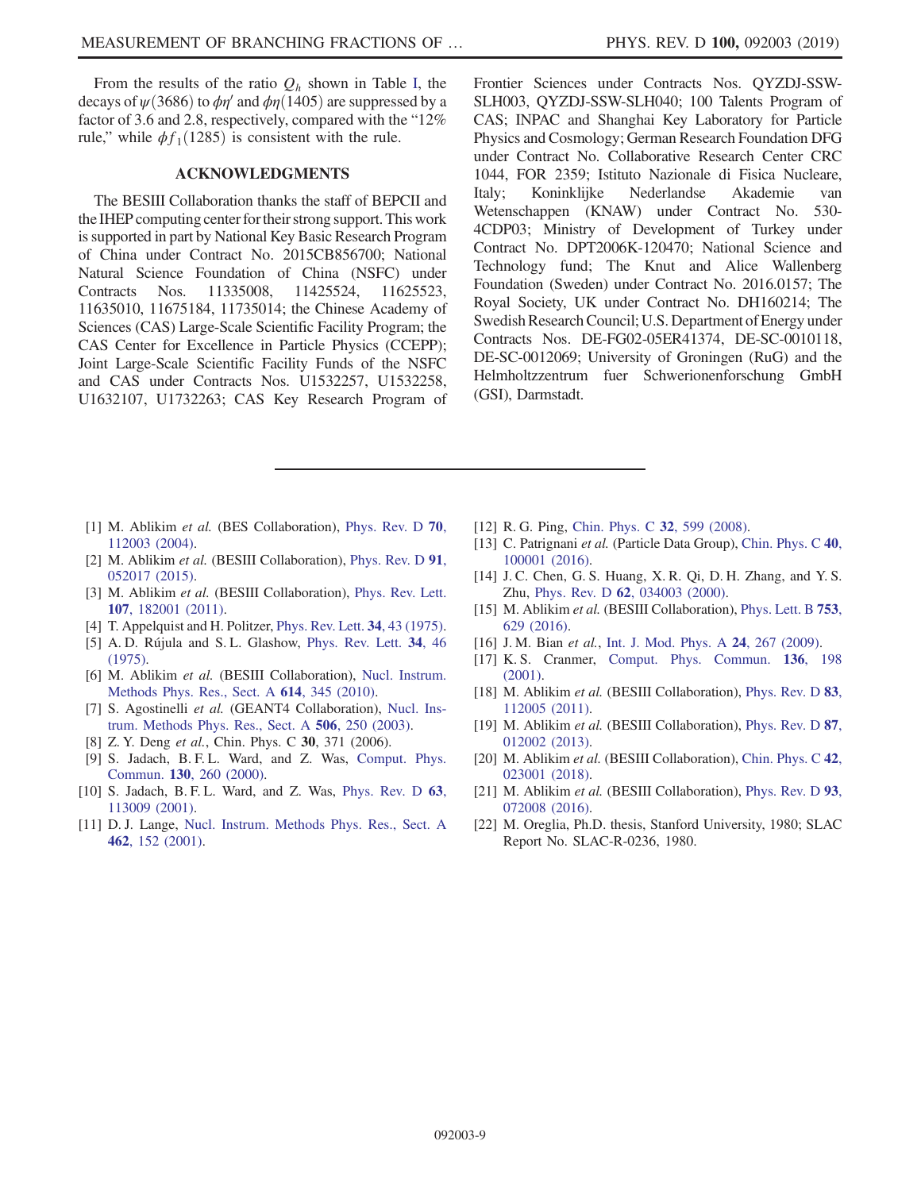From the results of the ratio $Q_h$ shown in Table I, the decays of $\psi(3686)$ to $\phi\eta'$ and $\phi\eta(1405)$ are suppressed by a factor of 3.6 and 2.8, respectively, compared with the "12% rule," while $\phi f_1(1285)$ is consistent with the rule.

## ACKNOWLEDGMENTS

The BESIII Collaboration thanks the staff of BEPCII and the IHEP computing center for their strong support. This work is supported in part by National Key Basic Research Program of China under Contract No. 2015CB856700; National Natural Science Foundation of China (NSFC) under Contracts Nos. 11335008, 11425524, 11625523, 11635010, 11675184, 11735014; the Chinese Academy of Sciences (CAS) Large-Scale Scientific Facility Program; the CAS Center for Excellence in Particle Physics (CCEPP); Joint Large-Scale Scientific Facility Funds of the NSFC and CAS under Contracts Nos. U1532257, U1532258, U1632107, U1732263; CAS Key Research Program of Frontier Sciences under Contracts Nos. QYZDJ-SSW-SLH003, QYZDJ-SSW-SLH040; 100 Talents Program of CAS; INPAC and Shanghai Key Laboratory for Particle Physics and Cosmology; German Research Foundation DFG under Contract No. Collaborative Research Center CRC 1044, FOR 2359; Istituto Nazionale di Fisica Nucleare, Italy; Koninklijke Nederlandse Akademie van Wetenschappen (KNAW) under Contract No. 530-4CDP03; Ministry of Development of Turkey under Contract No. DPT2006K-120470; National Science and Technology fund; The Knut and Alice Wallenberg Foundation (Sweden) under Contract No. 2016.0157; The Royal Society, UK under Contract No. DH160214; The Swedish Research Council; U.S. Department of Energy under Contracts Nos. DE-FG02-05ER41374, DE-SC-0010118, DE-SC-0012069; University of Groningen (RuG) and the Helmholtzzentrum fuer Schwerionenforschung GmbH (GSI), Darmstadt.

---

[1] M. Ablikim *et al.* (BES Collaboration), Phys. Rev. D **70**, 112003 (2004).

[2] M. Ablikim *et al.* (BESIII Collaboration), Phys. Rev. D **91**, 052017 (2015).

[3] M. Ablikim *et al.* (BESIII Collaboration), Phys. Rev. Lett. **107**, 182001 (2011).

[4] T. Appelquist and H. Politzer, Phys. Rev. Lett. **34**, 43 (1975).

[5] A. D. Rújula and S. L. Glashow, Phys. Rev. Lett. **34**, 46 (1975).

[6] M. Ablikim *et al.* (BESIII Collaboration), Nucl. Instrum. Methods Phys. Res., Sect. A **614**, 345 (2010).

[7] S. Agostinelli *et al.* (GEANT4 Collaboration), Nucl. Instrum. Methods Phys. Res., Sect. A **506**, 250 (2003).

[8] Z. Y. Deng *et al.*, Chin. Phys. C **30**, 371 (2006).

[9] S. Jadach, B. F. L. Ward, and Z. Was, Comput. Phys. Commun. **130**, 260 (2000).

[10] S. Jadach, B. F. L. Ward, and Z. Was, Phys. Rev. D **63**, 113009 (2001).

[11] D. J. Lange, Nucl. Instrum. Methods Phys. Res., Sect. A **462**, 152 (2001).

[12] R. G. Ping, Chin. Phys. C **32**, 599 (2008).

[13] C. Patrignani *et al.* (Particle Data Group), Chin. Phys. C **40**, 100001 (2016).

[14] J. C. Chen, G. S. Huang, X. R. Qi, D. H. Zhang, and Y. S. Zhu, Phys. Rev. D **62**, 034003 (2000).

[15] M. Ablikim *et al.* (BESIII Collaboration), Phys. Lett. B **753**, 629 (2016).

[16] J. M. Bian *et al.*, Int. J. Mod. Phys. A **24**, 267 (2009).

[17] K. S. Cranmer, Comput. Phys. Commun. **136**, 198 (2001).

[18] M. Ablikim *et al.* (BESIII Collaboration), Phys. Rev. D **83**, 112005 (2011).

[19] M. Ablikim *et al.* (BESIII Collaboration), Phys. Rev. D **87**, 012002 (2013).

[20] M. Ablikim *et al.* (BESIII Collaboration), Chin. Phys. C **42**, 023001 (2018).

[21] M. Ablikim *et al.* (BESIII Collaboration), Phys. Rev. D **93**, 072008 (2016).

[22] M. Oreglia, Ph.D. thesis, Stanford University, 1980; SLAC Report No. SLAC-R-0236, 1980.